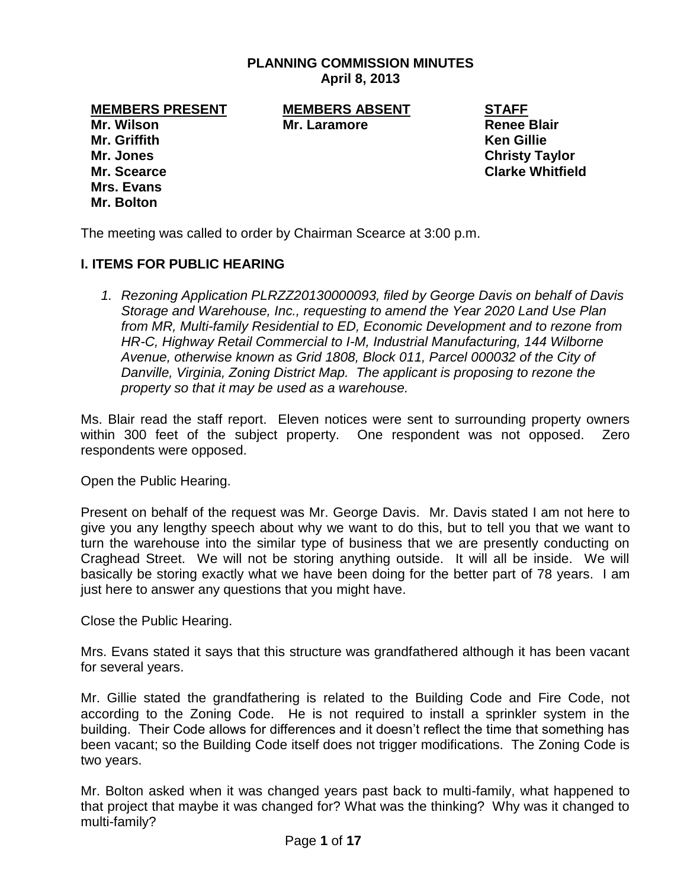# PLANNING COMMISSION MINUTES
## April 8, 2013

| MEMBERS PRESENT | MEMBERS ABSENT | STAFF |
|---|---|---|
| Mr. Wilson | Mr. Laramore | Renee Blair |
| Mr. Griffith | | Ken Gillie |
| Mr. Jones | | Christy Taylor |
| Mr. Scearce | | Clarke Whitfield |
| Mrs. Evans | | |
| Mr. Bolton | | |

The meeting was called to order by Chairman Scearce at 3:00 p.m.

## I. ITEMS FOR PUBLIC HEARING

1. *Rezoning Application PLRZZ20130000093, filed by George Davis on behalf of Davis Storage and Warehouse, Inc., requesting to amend the Year 2020 Land Use Plan from MR, Multi-family Residential to ED, Economic Development and to rezone from HR-C, Highway Retail Commercial to I-M, Industrial Manufacturing, 144 Wilborne Avenue, otherwise known as Grid 1808, Block 011, Parcel 000032 of the City of Danville, Virginia, Zoning District Map. The applicant is proposing to rezone the property so that it may be used as a warehouse.*

Ms. Blair read the staff report. Eleven notices were sent to surrounding property owners within 300 feet of the subject property. One respondent was not opposed. Zero respondents were opposed.

Open the Public Hearing.

Present on behalf of the request was Mr. George Davis. Mr. Davis stated I am not here to give you any lengthy speech about why we want to do this, but to tell you that we want to turn the warehouse into the similar type of business that we are presently conducting on Craghead Street. We will not be storing anything outside. It will all be inside. We will basically be storing exactly what we have been doing for the better part of 78 years. I am just here to answer any questions that you might have.

Close the Public Hearing.

Mrs. Evans stated it says that this structure was grandfathered although it has been vacant for several years.

Mr. Gillie stated the grandfathering is related to the Building Code and Fire Code, not according to the Zoning Code. He is not required to install a sprinkler system in the building. Their Code allows for differences and it doesn't reflect the time that something has been vacant; so the Building Code itself does not trigger modifications. The Zoning Code is two years.

Mr. Bolton asked when it was changed years past back to multi-family, what happened to that project that maybe it was changed for? What was the thinking? Why was it changed to multi-family?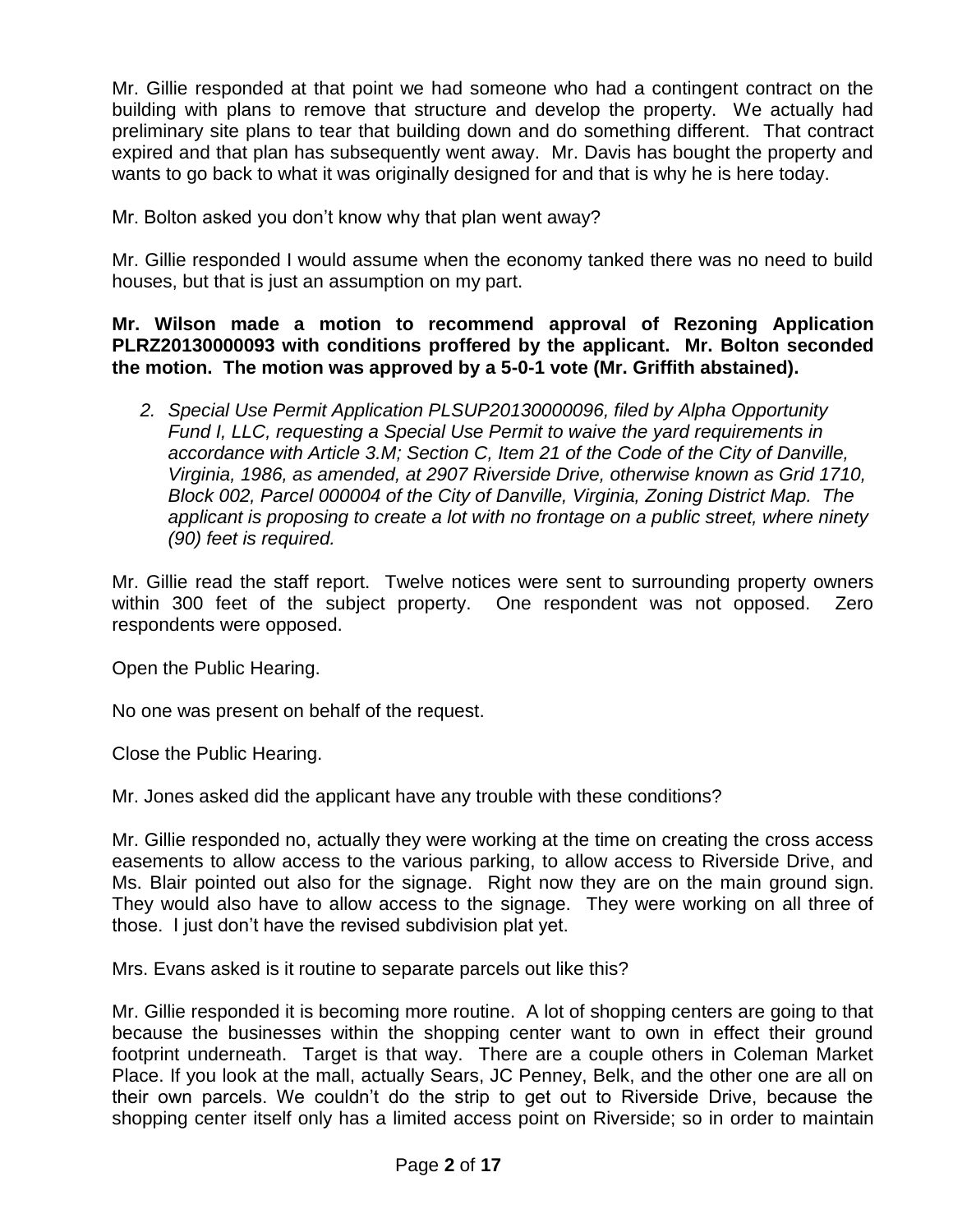Mr. Gillie responded at that point we had someone who had a contingent contract on the building with plans to remove that structure and develop the property. We actually had preliminary site plans to tear that building down and do something different. That contract expired and that plan has subsequently went away. Mr. Davis has bought the property and wants to go back to what it was originally designed for and that is why he is here today.

Mr. Bolton asked you don't know why that plan went away?

Mr. Gillie responded I would assume when the economy tanked there was no need to build houses, but that is just an assumption on my part.

**Mr. Wilson made a motion to recommend approval of Rezoning Application PLRZ20130000093 with conditions proffered by the applicant. Mr. Bolton seconded the motion. The motion was approved by a 5-0-1 vote (Mr. Griffith abstained).**

2. *Special Use Permit Application PLSUP20130000096, filed by Alpha Opportunity Fund I, LLC, requesting a Special Use Permit to waive the yard requirements in accordance with Article 3.M; Section C, Item 21 of the Code of the City of Danville, Virginia, 1986, as amended, at 2907 Riverside Drive, otherwise known as Grid 1710, Block 002, Parcel 000004 of the City of Danville, Virginia, Zoning District Map. The applicant is proposing to create a lot with no frontage on a public street, where ninety (90) feet is required.*

Mr. Gillie read the staff report. Twelve notices were sent to surrounding property owners within 300 feet of the subject property. One respondent was not opposed. Zero respondents were opposed.

Open the Public Hearing.

No one was present on behalf of the request.

Close the Public Hearing.

Mr. Jones asked did the applicant have any trouble with these conditions?

Mr. Gillie responded no, actually they were working at the time on creating the cross access easements to allow access to the various parking, to allow access to Riverside Drive, and Ms. Blair pointed out also for the signage. Right now they are on the main ground sign. They would also have to allow access to the signage. They were working on all three of those. I just don't have the revised subdivision plat yet.

Mrs. Evans asked is it routine to separate parcels out like this?

Mr. Gillie responded it is becoming more routine. A lot of shopping centers are going to that because the businesses within the shopping center want to own in effect their ground footprint underneath. Target is that way. There are a couple others in Coleman Market Place. If you look at the mall, actually Sears, JC Penney, Belk, and the other one are all on their own parcels. We couldn't do the strip to get out to Riverside Drive, because the shopping center itself only has a limited access point on Riverside; so in order to maintain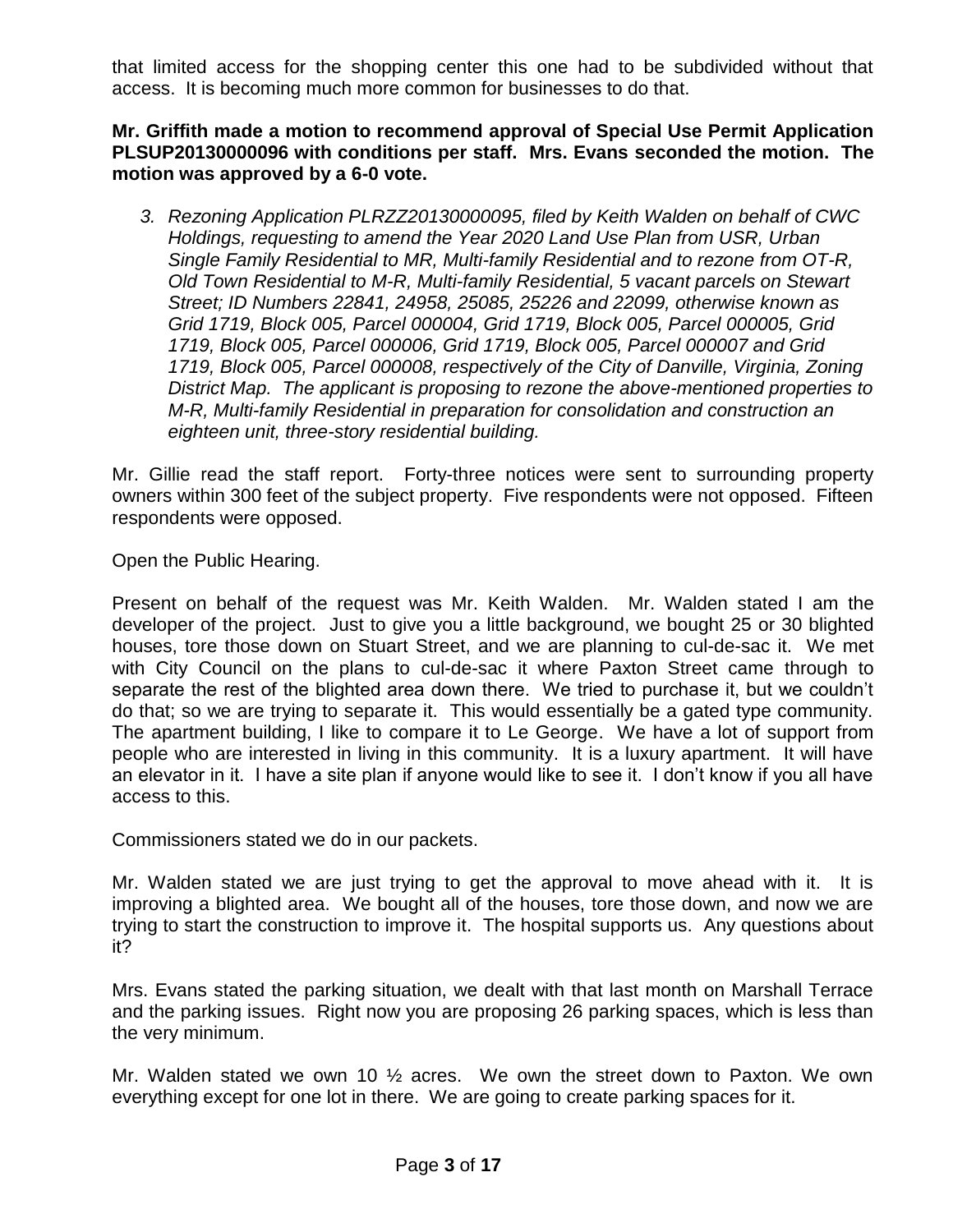that limited access for the shopping center this one had to be subdivided without that access. It is becoming much more common for businesses to do that.

**Mr. Griffith made a motion to recommend approval of Special Use Permit Application PLSUP20130000096 with conditions per staff. Mrs. Evans seconded the motion. The motion was approved by a 6-0 vote.**

3. *Rezoning Application PLRZZ20130000095, filed by Keith Walden on behalf of CWC Holdings, requesting to amend the Year 2020 Land Use Plan from USR, Urban Single Family Residential to MR, Multi-family Residential and to rezone from OT-R, Old Town Residential to M-R, Multi-family Residential, 5 vacant parcels on Stewart Street; ID Numbers 22841, 24958, 25085, 25226 and 22099, otherwise known as Grid 1719, Block 005, Parcel 000004, Grid 1719, Block 005, Parcel 000005, Grid 1719, Block 005, Parcel 000006, Grid 1719, Block 005, Parcel 000007 and Grid 1719, Block 005, Parcel 000008, respectively of the City of Danville, Virginia, Zoning District Map. The applicant is proposing to rezone the above-mentioned properties to M-R, Multi-family Residential in preparation for consolidation and construction an eighteen unit, three-story residential building.*

Mr. Gillie read the staff report. Forty-three notices were sent to surrounding property owners within 300 feet of the subject property. Five respondents were not opposed. Fifteen respondents were opposed.

Open the Public Hearing.

Present on behalf of the request was Mr. Keith Walden. Mr. Walden stated I am the developer of the project. Just to give you a little background, we bought 25 or 30 blighted houses, tore those down on Stuart Street, and we are planning to cul-de-sac it. We met with City Council on the plans to cul-de-sac it where Paxton Street came through to separate the rest of the blighted area down there. We tried to purchase it, but we couldn't do that; so we are trying to separate it. This would essentially be a gated type community. The apartment building, I like to compare it to Le George. We have a lot of support from people who are interested in living in this community. It is a luxury apartment. It will have an elevator in it. I have a site plan if anyone would like to see it. I don't know if you all have access to this.

Commissioners stated we do in our packets.

Mr. Walden stated we are just trying to get the approval to move ahead with it. It is improving a blighted area. We bought all of the houses, tore those down, and now we are trying to start the construction to improve it. The hospital supports us. Any questions about it?

Mrs. Evans stated the parking situation, we dealt with that last month on Marshall Terrace and the parking issues. Right now you are proposing 26 parking spaces, which is less than the very minimum.

Mr. Walden stated we own 10 ½ acres. We own the street down to Paxton. We own everything except for one lot in there. We are going to create parking spaces for it.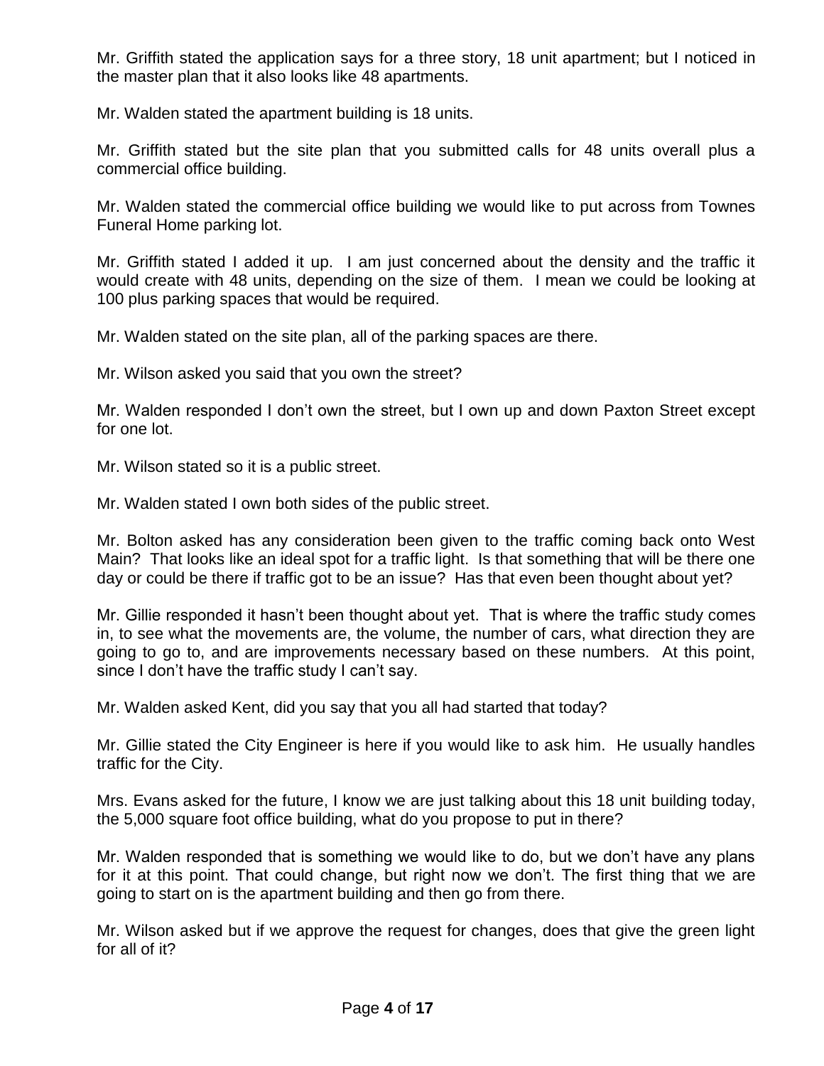Mr. Griffith stated the application says for a three story, 18 unit apartment; but I noticed in the master plan that it also looks like 48 apartments.

Mr. Walden stated the apartment building is 18 units.

Mr. Griffith stated but the site plan that you submitted calls for 48 units overall plus a commercial office building.

Mr. Walden stated the commercial office building we would like to put across from Townes Funeral Home parking lot.

Mr. Griffith stated I added it up. I am just concerned about the density and the traffic it would create with 48 units, depending on the size of them. I mean we could be looking at 100 plus parking spaces that would be required.

Mr. Walden stated on the site plan, all of the parking spaces are there.

Mr. Wilson asked you said that you own the street?

Mr. Walden responded I don't own the street, but I own up and down Paxton Street except for one lot.

Mr. Wilson stated so it is a public street.

Mr. Walden stated I own both sides of the public street.

Mr. Bolton asked has any consideration been given to the traffic coming back onto West Main? That looks like an ideal spot for a traffic light. Is that something that will be there one day or could be there if traffic got to be an issue? Has that even been thought about yet?

Mr. Gillie responded it hasn't been thought about yet. That is where the traffic study comes in, to see what the movements are, the volume, the number of cars, what direction they are going to go to, and are improvements necessary based on these numbers. At this point, since I don't have the traffic study I can't say.

Mr. Walden asked Kent, did you say that you all had started that today?

Mr. Gillie stated the City Engineer is here if you would like to ask him. He usually handles traffic for the City.

Mrs. Evans asked for the future, I know we are just talking about this 18 unit building today, the 5,000 square foot office building, what do you propose to put in there?

Mr. Walden responded that is something we would like to do, but we don't have any plans for it at this point. That could change, but right now we don't. The first thing that we are going to start on is the apartment building and then go from there.

Mr. Wilson asked but if we approve the request for changes, does that give the green light for all of it?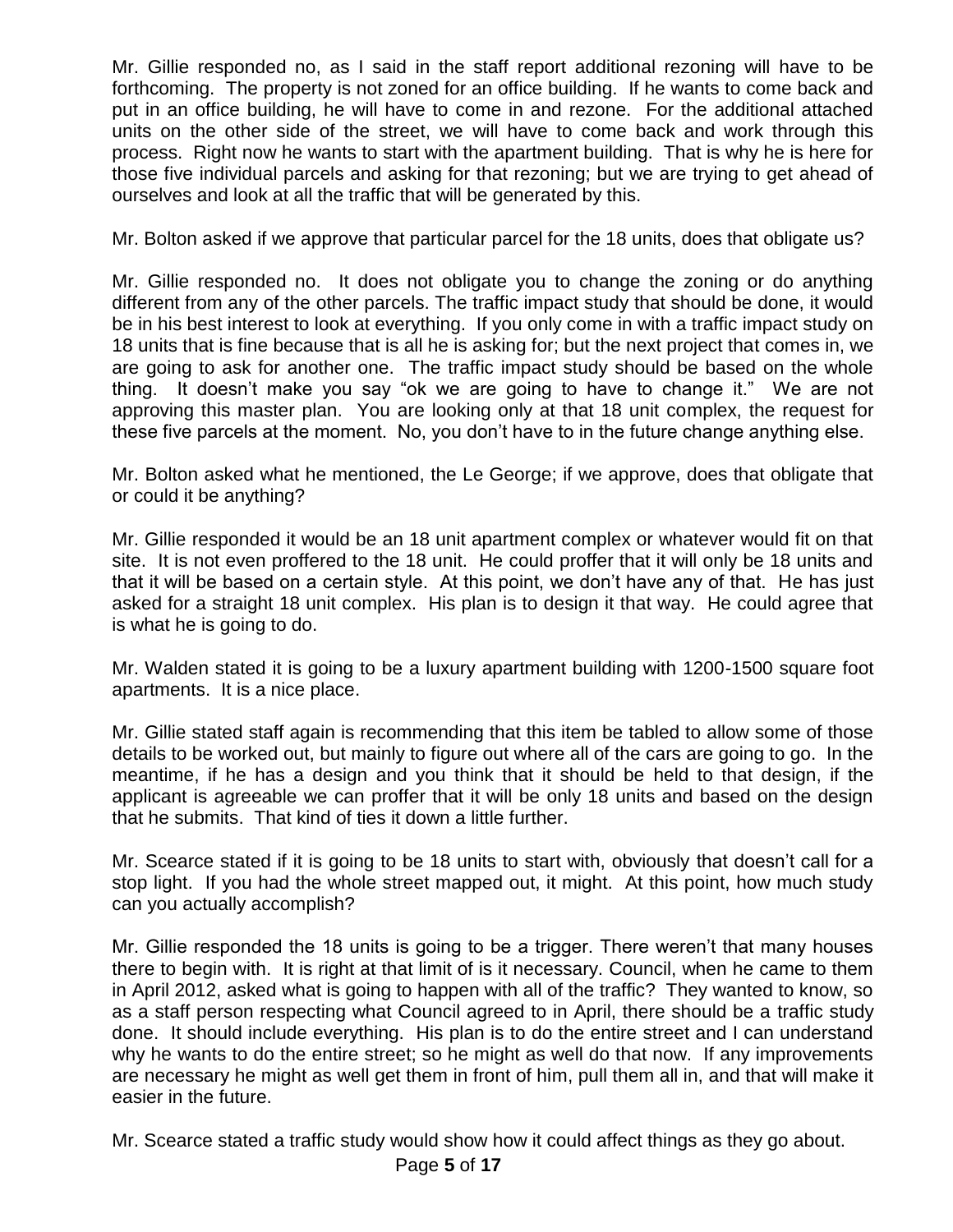Mr. Gillie responded no, as I said in the staff report additional rezoning will have to be forthcoming. The property is not zoned for an office building. If he wants to come back and put in an office building, he will have to come in and rezone. For the additional attached units on the other side of the street, we will have to come back and work through this process. Right now he wants to start with the apartment building. That is why he is here for those five individual parcels and asking for that rezoning; but we are trying to get ahead of ourselves and look at all the traffic that will be generated by this.

Mr. Bolton asked if we approve that particular parcel for the 18 units, does that obligate us?

Mr. Gillie responded no. It does not obligate you to change the zoning or do anything different from any of the other parcels. The traffic impact study that should be done, it would be in his best interest to look at everything. If you only come in with a traffic impact study on 18 units that is fine because that is all he is asking for; but the next project that comes in, we are going to ask for another one. The traffic impact study should be based on the whole thing. It doesn't make you say "ok we are going to have to change it." We are not approving this master plan. You are looking only at that 18 unit complex, the request for these five parcels at the moment. No, you don't have to in the future change anything else.

Mr. Bolton asked what he mentioned, the Le George; if we approve, does that obligate that or could it be anything?

Mr. Gillie responded it would be an 18 unit apartment complex or whatever would fit on that site. It is not even proffered to the 18 unit. He could proffer that it will only be 18 units and that it will be based on a certain style. At this point, we don't have any of that. He has just asked for a straight 18 unit complex. His plan is to design it that way. He could agree that is what he is going to do.

Mr. Walden stated it is going to be a luxury apartment building with 1200-1500 square foot apartments. It is a nice place.

Mr. Gillie stated staff again is recommending that this item be tabled to allow some of those details to be worked out, but mainly to figure out where all of the cars are going to go. In the meantime, if he has a design and you think that it should be held to that design, if the applicant is agreeable we can proffer that it will be only 18 units and based on the design that he submits. That kind of ties it down a little further.

Mr. Scearce stated if it is going to be 18 units to start with, obviously that doesn't call for a stop light. If you had the whole street mapped out, it might. At this point, how much study can you actually accomplish?

Mr. Gillie responded the 18 units is going to be a trigger. There weren't that many houses there to begin with. It is right at that limit of is it necessary. Council, when he came to them in April 2012, asked what is going to happen with all of the traffic? They wanted to know, so as a staff person respecting what Council agreed to in April, there should be a traffic study done. It should include everything. His plan is to do the entire street and I can understand why he wants to do the entire street; so he might as well do that now. If any improvements are necessary he might as well get them in front of him, pull them all in, and that will make it easier in the future.

Mr. Scearce stated a traffic study would show how it could affect things as they go about.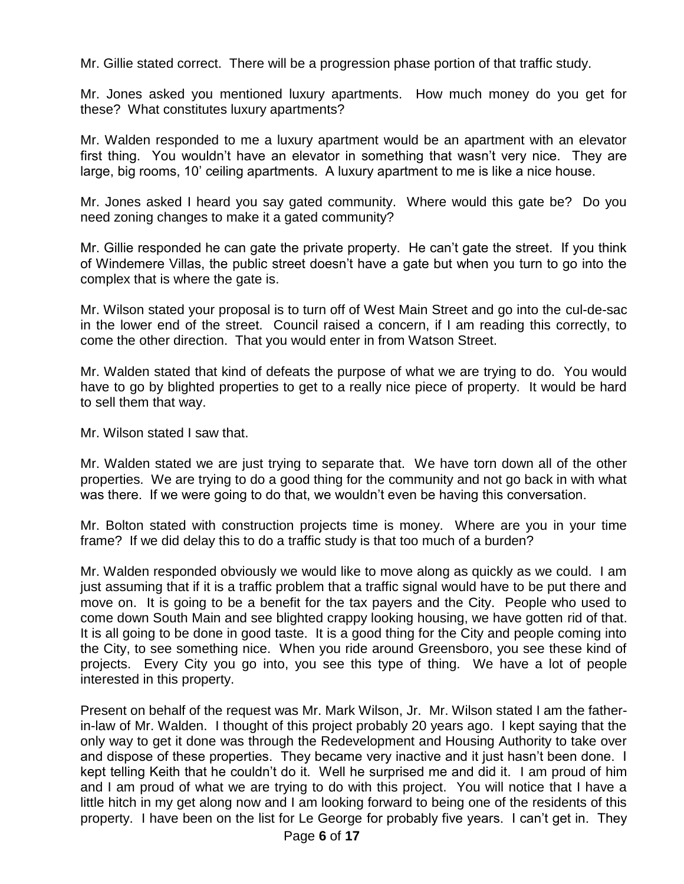Mr. Gillie stated correct. There will be a progression phase portion of that traffic study.

Mr. Jones asked you mentioned luxury apartments. How much money do you get for these? What constitutes luxury apartments?

Mr. Walden responded to me a luxury apartment would be an apartment with an elevator first thing. You wouldn't have an elevator in something that wasn't very nice. They are large, big rooms, 10' ceiling apartments. A luxury apartment to me is like a nice house.

Mr. Jones asked I heard you say gated community. Where would this gate be? Do you need zoning changes to make it a gated community?

Mr. Gillie responded he can gate the private property. He can't gate the street. If you think of Windemere Villas, the public street doesn't have a gate but when you turn to go into the complex that is where the gate is.

Mr. Wilson stated your proposal is to turn off of West Main Street and go into the cul-de-sac in the lower end of the street. Council raised a concern, if I am reading this correctly, to come the other direction. That you would enter in from Watson Street.

Mr. Walden stated that kind of defeats the purpose of what we are trying to do. You would have to go by blighted properties to get to a really nice piece of property. It would be hard to sell them that way.

Mr. Wilson stated I saw that.

Mr. Walden stated we are just trying to separate that. We have torn down all of the other properties. We are trying to do a good thing for the community and not go back in with what was there. If we were going to do that, we wouldn't even be having this conversation.

Mr. Bolton stated with construction projects time is money. Where are you in your time frame? If we did delay this to do a traffic study is that too much of a burden?

Mr. Walden responded obviously we would like to move along as quickly as we could. I am just assuming that if it is a traffic problem that a traffic signal would have to be put there and move on. It is going to be a benefit for the tax payers and the City. People who used to come down South Main and see blighted crappy looking housing, we have gotten rid of that. It is all going to be done in good taste. It is a good thing for the City and people coming into the City, to see something nice. When you ride around Greensboro, you see these kind of projects. Every City you go into, you see this type of thing. We have a lot of people interested in this property.

Present on behalf of the request was Mr. Mark Wilson, Jr. Mr. Wilson stated I am the father-in-law of Mr. Walden. I thought of this project probably 20 years ago. I kept saying that the only way to get it done was through the Redevelopment and Housing Authority to take over and dispose of these properties. They became very inactive and it just hasn't been done. I kept telling Keith that he couldn't do it. Well he surprised me and did it. I am proud of him and I am proud of what we are trying to do with this project. You will notice that I have a little hitch in my get along now and I am looking forward to being one of the residents of this property. I have been on the list for Le George for probably five years. I can't get in. They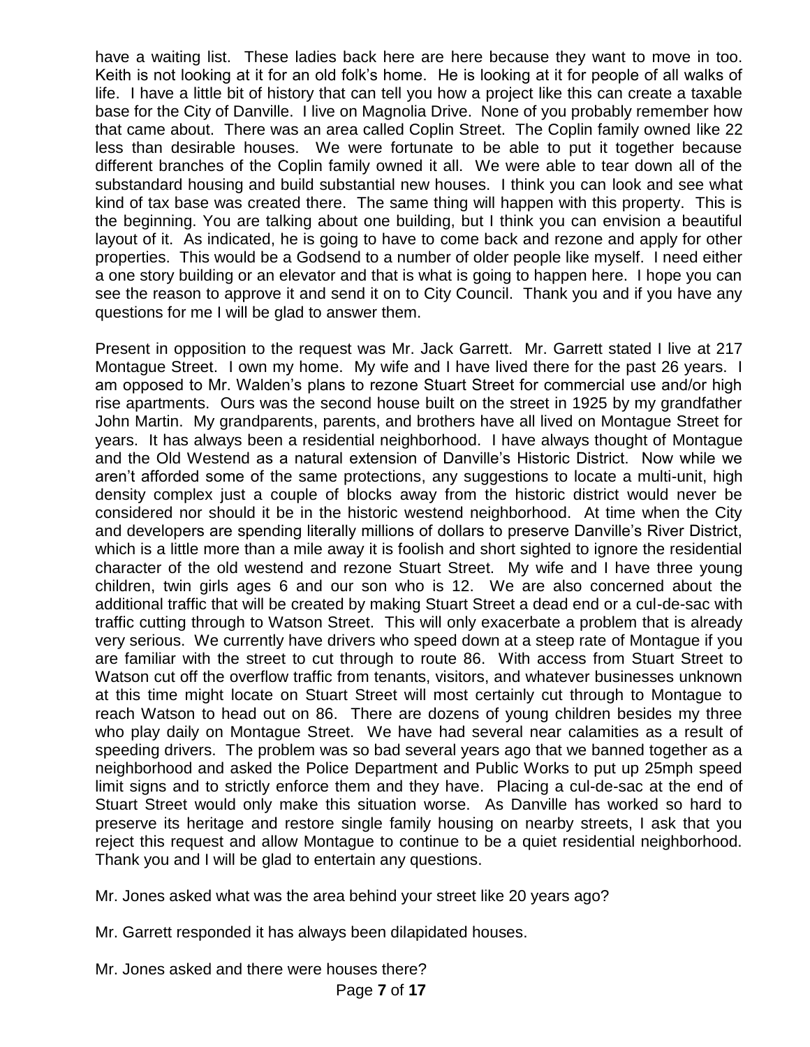have a waiting list. These ladies back here are here because they want to move in too. Keith is not looking at it for an old folk's home. He is looking at it for people of all walks of life. I have a little bit of history that can tell you how a project like this can create a taxable base for the City of Danville. I live on Magnolia Drive. None of you probably remember how that came about. There was an area called Coplin Street. The Coplin family owned like 22 less than desirable houses. We were fortunate to be able to put it together because different branches of the Coplin family owned it all. We were able to tear down all of the substandard housing and build substantial new houses. I think you can look and see what kind of tax base was created there. The same thing will happen with this property. This is the beginning. You are talking about one building, but I think you can envision a beautiful layout of it. As indicated, he is going to have to come back and rezone and apply for other properties. This would be a Godsend to a number of older people like myself. I need either a one story building or an elevator and that is what is going to happen here. I hope you can see the reason to approve it and send it on to City Council. Thank you and if you have any questions for me I will be glad to answer them.

Present in opposition to the request was Mr. Jack Garrett. Mr. Garrett stated I live at 217 Montague Street. I own my home. My wife and I have lived there for the past 26 years. I am opposed to Mr. Walden's plans to rezone Stuart Street for commercial use and/or high rise apartments. Ours was the second house built on the street in 1925 by my grandfather John Martin. My grandparents, parents, and brothers have all lived on Montague Street for years. It has always been a residential neighborhood. I have always thought of Montague and the Old Westend as a natural extension of Danville's Historic District. Now while we aren't afforded some of the same protections, any suggestions to locate a multi-unit, high density complex just a couple of blocks away from the historic district would never be considered nor should it be in the historic westend neighborhood. At time when the City and developers are spending literally millions of dollars to preserve Danville's River District, which is a little more than a mile away it is foolish and short sighted to ignore the residential character of the old westend and rezone Stuart Street. My wife and I have three young children, twin girls ages 6 and our son who is 12. We are also concerned about the additional traffic that will be created by making Stuart Street a dead end or a cul-de-sac with traffic cutting through to Watson Street. This will only exacerbate a problem that is already very serious. We currently have drivers who speed down at a steep rate of Montague if you are familiar with the street to cut through to route 86. With access from Stuart Street to Watson cut off the overflow traffic from tenants, visitors, and whatever businesses unknown at this time might locate on Stuart Street will most certainly cut through to Montague to reach Watson to head out on 86. There are dozens of young children besides my three who play daily on Montague Street. We have had several near calamities as a result of speeding drivers. The problem was so bad several years ago that we banned together as a neighborhood and asked the Police Department and Public Works to put up 25mph speed limit signs and to strictly enforce them and they have. Placing a cul-de-sac at the end of Stuart Street would only make this situation worse. As Danville has worked so hard to preserve its heritage and restore single family housing on nearby streets, I ask that you reject this request and allow Montague to continue to be a quiet residential neighborhood. Thank you and I will be glad to entertain any questions.

Mr. Jones asked what was the area behind your street like 20 years ago?

Mr. Garrett responded it has always been dilapidated houses.

Mr. Jones asked and there were houses there?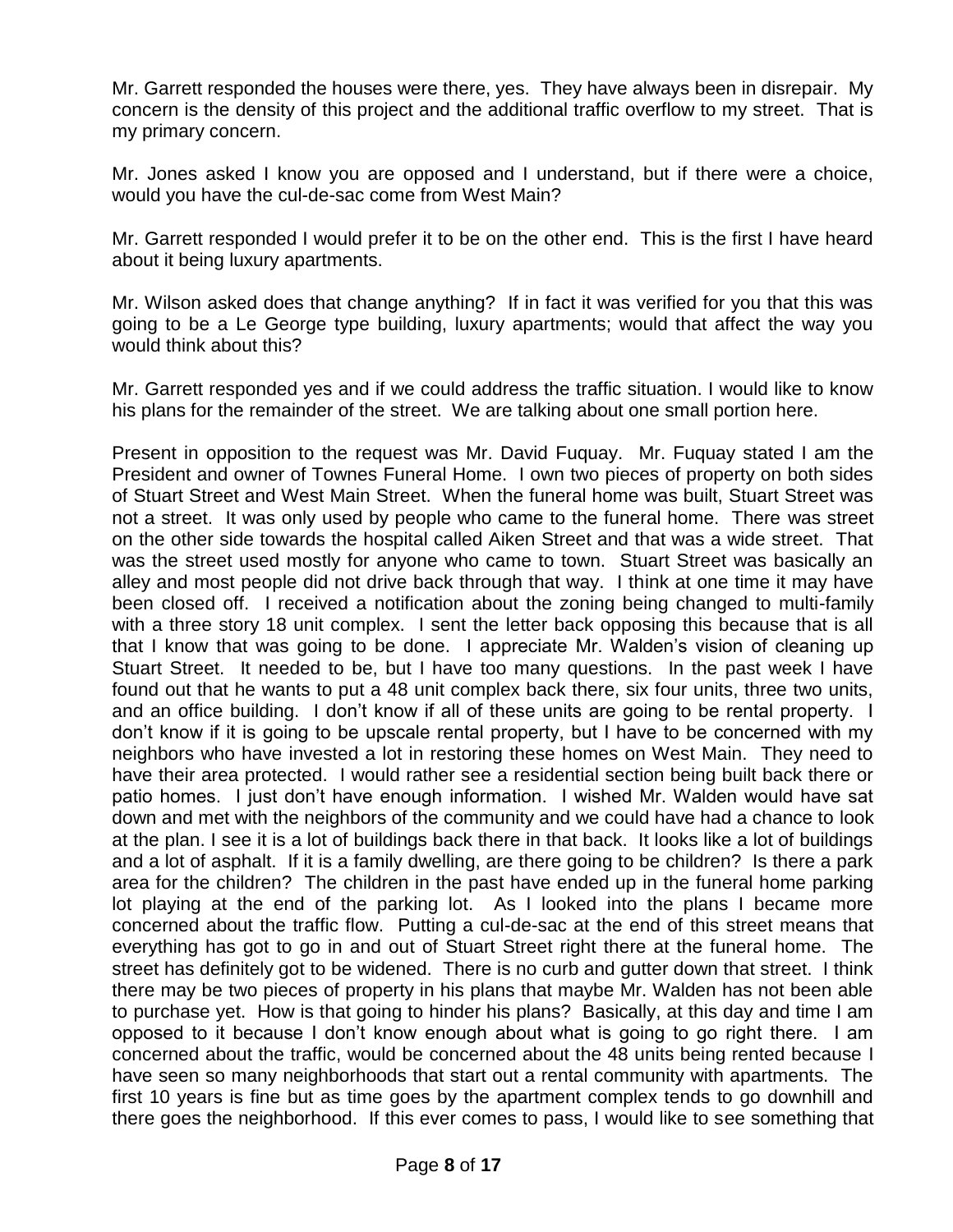Mr. Garrett responded the houses were there, yes. They have always been in disrepair. My concern is the density of this project and the additional traffic overflow to my street. That is my primary concern.

Mr. Jones asked I know you are opposed and I understand, but if there were a choice, would you have the cul-de-sac come from West Main?

Mr. Garrett responded I would prefer it to be on the other end. This is the first I have heard about it being luxury apartments.

Mr. Wilson asked does that change anything? If in fact it was verified for you that this was going to be a Le George type building, luxury apartments; would that affect the way you would think about this?

Mr. Garrett responded yes and if we could address the traffic situation. I would like to know his plans for the remainder of the street. We are talking about one small portion here.

Present in opposition to the request was Mr. David Fuquay. Mr. Fuquay stated I am the President and owner of Townes Funeral Home. I own two pieces of property on both sides of Stuart Street and West Main Street. When the funeral home was built, Stuart Street was not a street. It was only used by people who came to the funeral home. There was street on the other side towards the hospital called Aiken Street and that was a wide street. That was the street used mostly for anyone who came to town. Stuart Street was basically an alley and most people did not drive back through that way. I think at one time it may have been closed off. I received a notification about the zoning being changed to multi-family with a three story 18 unit complex. I sent the letter back opposing this because that is all that I know that was going to be done. I appreciate Mr. Walden's vision of cleaning up Stuart Street. It needed to be, but I have too many questions. In the past week I have found out that he wants to put a 48 unit complex back there, six four units, three two units, and an office building. I don't know if all of these units are going to be rental property. I don't know if it is going to be upscale rental property, but I have to be concerned with my neighbors who have invested a lot in restoring these homes on West Main. They need to have their area protected. I would rather see a residential section being built back there or patio homes. I just don't have enough information. I wished Mr. Walden would have sat down and met with the neighbors of the community and we could have had a chance to look at the plan. I see it is a lot of buildings back there in that back. It looks like a lot of buildings and a lot of asphalt. If it is a family dwelling, are there going to be children? Is there a park area for the children? The children in the past have ended up in the funeral home parking lot playing at the end of the parking lot. As I looked into the plans I became more concerned about the traffic flow. Putting a cul-de-sac at the end of this street means that everything has got to go in and out of Stuart Street right there at the funeral home. The street has definitely got to be widened. There is no curb and gutter down that street. I think there may be two pieces of property in his plans that maybe Mr. Walden has not been able to purchase yet. How is that going to hinder his plans? Basically, at this day and time I am opposed to it because I don't know enough about what is going to go right there. I am concerned about the traffic, would be concerned about the 48 units being rented because I have seen so many neighborhoods that start out a rental community with apartments. The first 10 years is fine but as time goes by the apartment complex tends to go downhill and there goes the neighborhood. If this ever comes to pass, I would like to see something that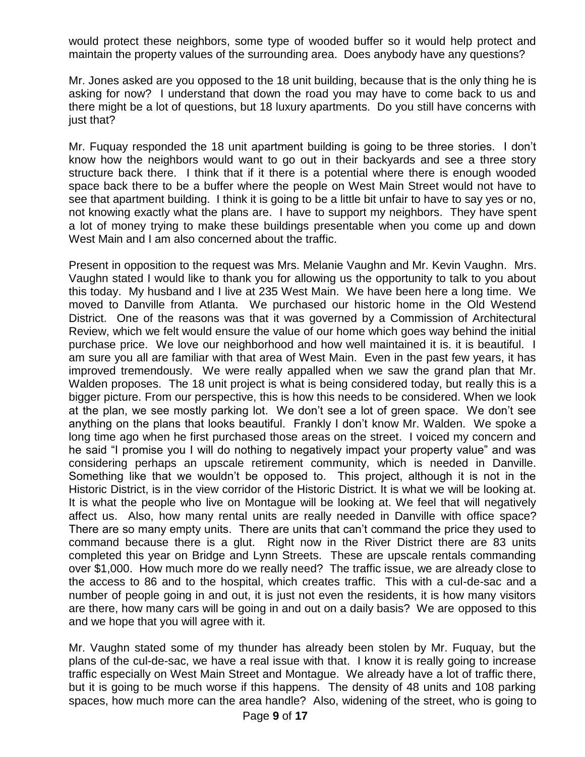would protect these neighbors, some type of wooded buffer so it would help protect and maintain the property values of the surrounding area. Does anybody have any questions?

Mr. Jones asked are you opposed to the 18 unit building, because that is the only thing he is asking for now? I understand that down the road you may have to come back to us and there might be a lot of questions, but 18 luxury apartments. Do you still have concerns with just that?

Mr. Fuquay responded the 18 unit apartment building is going to be three stories. I don't know how the neighbors would want to go out in their backyards and see a three story structure back there. I think that if it there is a potential where there is enough wooded space back there to be a buffer where the people on West Main Street would not have to see that apartment building. I think it is going to be a little bit unfair to have to say yes or no, not knowing exactly what the plans are. I have to support my neighbors. They have spent a lot of money trying to make these buildings presentable when you come up and down West Main and I am also concerned about the traffic.

Present in opposition to the request was Mrs. Melanie Vaughn and Mr. Kevin Vaughn. Mrs. Vaughn stated I would like to thank you for allowing us the opportunity to talk to you about this today. My husband and I live at 235 West Main. We have been here a long time. We moved to Danville from Atlanta. We purchased our historic home in the Old Westend District. One of the reasons was that it was governed by a Commission of Architectural Review, which we felt would ensure the value of our home which goes way behind the initial purchase price. We love our neighborhood and how well maintained it is. it is beautiful. I am sure you all are familiar with that area of West Main. Even in the past few years, it has improved tremendously. We were really appalled when we saw the grand plan that Mr. Walden proposes. The 18 unit project is what is being considered today, but really this is a bigger picture. From our perspective, this is how this needs to be considered. When we look at the plan, we see mostly parking lot. We don't see a lot of green space. We don't see anything on the plans that looks beautiful. Frankly I don't know Mr. Walden. We spoke a long time ago when he first purchased those areas on the street. I voiced my concern and he said "I promise you I will do nothing to negatively impact your property value" and was considering perhaps an upscale retirement community, which is needed in Danville. Something like that we wouldn't be opposed to. This project, although it is not in the Historic District, is in the view corridor of the Historic District. It is what we will be looking at. It is what the people who live on Montague will be looking at. We feel that will negatively affect us. Also, how many rental units are really needed in Danville with office space? There are so many empty units. There are units that can't command the price they used to command because there is a glut. Right now in the River District there are 83 units completed this year on Bridge and Lynn Streets. These are upscale rentals commanding over $1,000. How much more do we really need? The traffic issue, we are already close to the access to 86 and to the hospital, which creates traffic. This with a cul-de-sac and a number of people going in and out, it is just not even the residents, it is how many visitors are there, how many cars will be going in and out on a daily basis? We are opposed to this and we hope that you will agree with it.

Mr. Vaughn stated some of my thunder has already been stolen by Mr. Fuquay, but the plans of the cul-de-sac, we have a real issue with that. I know it is really going to increase traffic especially on West Main Street and Montague. We already have a lot of traffic there, but it is going to be much worse if this happens. The density of 48 units and 108 parking spaces, how much more can the area handle? Also, widening of the street, who is going to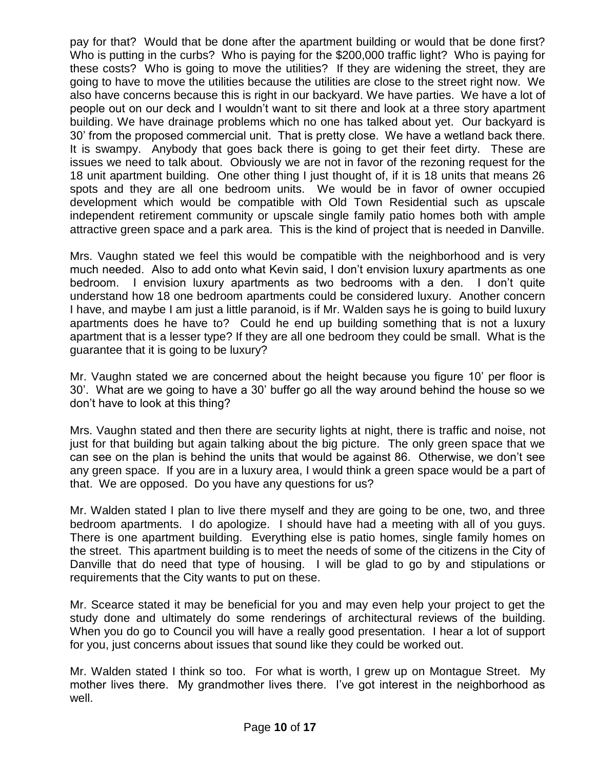pay for that? Would that be done after the apartment building or would that be done first? Who is putting in the curbs? Who is paying for the $200,000 traffic light? Who is paying for these costs? Who is going to move the utilities? If they are widening the street, they are going to have to move the utilities because the utilities are close to the street right now. We also have concerns because this is right in our backyard. We have parties. We have a lot of people out on our deck and I wouldn't want to sit there and look at a three story apartment building. We have drainage problems which no one has talked about yet. Our backyard is 30' from the proposed commercial unit. That is pretty close. We have a wetland back there. It is swampy. Anybody that goes back there is going to get their feet dirty. These are issues we need to talk about. Obviously we are not in favor of the rezoning request for the 18 unit apartment building. One other thing I just thought of, if it is 18 units that means 26 spots and they are all one bedroom units. We would be in favor of owner occupied development which would be compatible with Old Town Residential such as upscale independent retirement community or upscale single family patio homes both with ample attractive green space and a park area. This is the kind of project that is needed in Danville.

Mrs. Vaughn stated we feel this would be compatible with the neighborhood and is very much needed. Also to add onto what Kevin said, I don't envision luxury apartments as one bedroom. I envision luxury apartments as two bedrooms with a den. I don't quite understand how 18 one bedroom apartments could be considered luxury. Another concern I have, and maybe I am just a little paranoid, is if Mr. Walden says he is going to build luxury apartments does he have to? Could he end up building something that is not a luxury apartment that is a lesser type? If they are all one bedroom they could be small. What is the guarantee that it is going to be luxury?

Mr. Vaughn stated we are concerned about the height because you figure 10' per floor is 30'. What are we going to have a 30' buffer go all the way around behind the house so we don't have to look at this thing?

Mrs. Vaughn stated and then there are security lights at night, there is traffic and noise, not just for that building but again talking about the big picture. The only green space that we can see on the plan is behind the units that would be against 86. Otherwise, we don't see any green space. If you are in a luxury area, I would think a green space would be a part of that. We are opposed. Do you have any questions for us?

Mr. Walden stated I plan to live there myself and they are going to be one, two, and three bedroom apartments. I do apologize. I should have had a meeting with all of you guys. There is one apartment building. Everything else is patio homes, single family homes on the street. This apartment building is to meet the needs of some of the citizens in the City of Danville that do need that type of housing. I will be glad to go by and stipulations or requirements that the City wants to put on these.

Mr. Scearce stated it may be beneficial for you and may even help your project to get the study done and ultimately do some renderings of architectural reviews of the building. When you do go to Council you will have a really good presentation. I hear a lot of support for you, just concerns about issues that sound like they could be worked out.

Mr. Walden stated I think so too. For what is worth, I grew up on Montague Street. My mother lives there. My grandmother lives there. I've got interest in the neighborhood as well.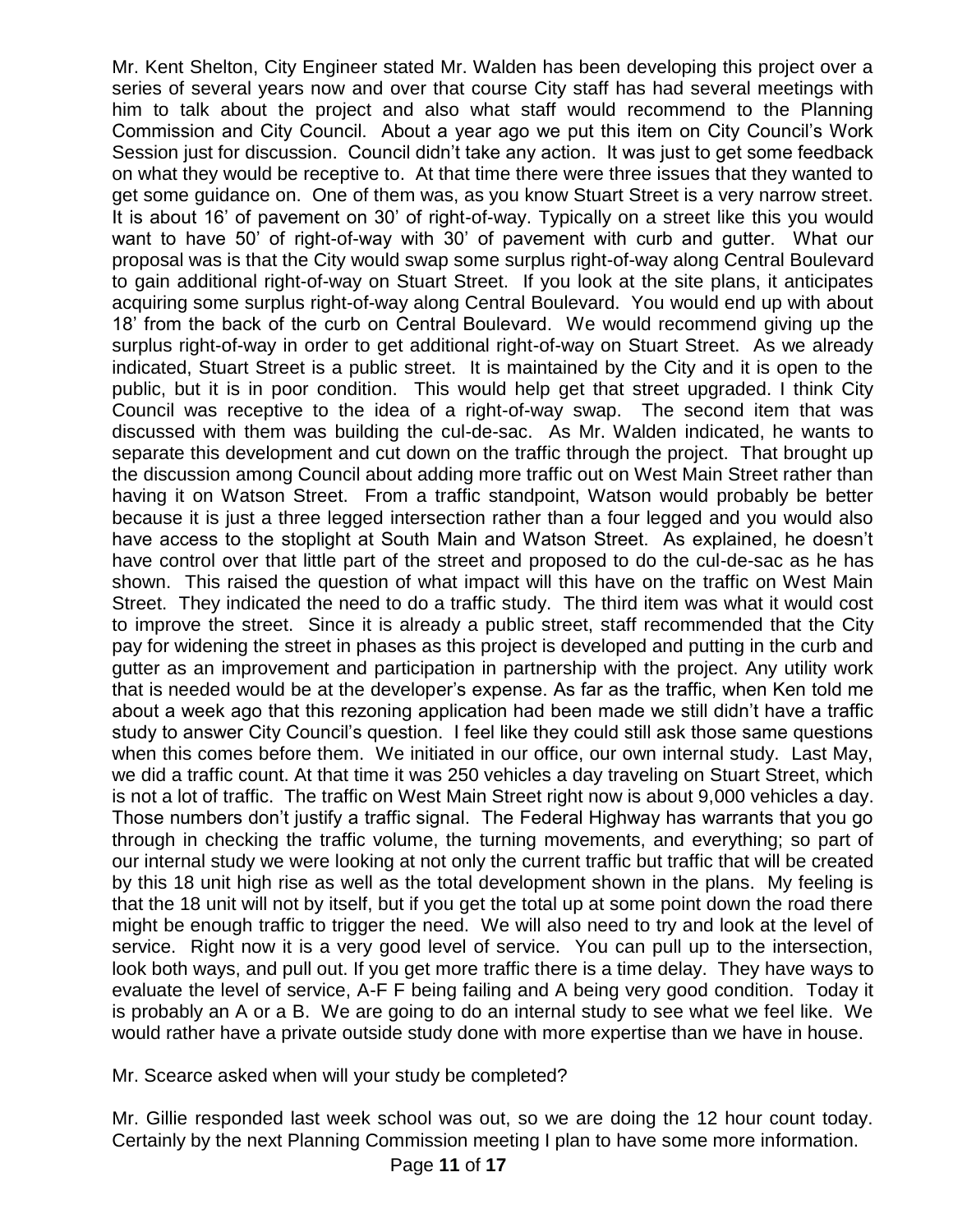Mr. Kent Shelton, City Engineer stated Mr. Walden has been developing this project over a series of several years now and over that course City staff has had several meetings with him to talk about the project and also what staff would recommend to the Planning Commission and City Council. About a year ago we put this item on City Council's Work Session just for discussion. Council didn't take any action. It was just to get some feedback on what they would be receptive to. At that time there were three issues that they wanted to get some guidance on. One of them was, as you know Stuart Street is a very narrow street. It is about 16' of pavement on 30' of right-of-way. Typically on a street like this you would want to have 50' of right-of-way with 30' of pavement with curb and gutter. What our proposal was is that the City would swap some surplus right-of-way along Central Boulevard to gain additional right-of-way on Stuart Street. If you look at the site plans, it anticipates acquiring some surplus right-of-way along Central Boulevard. You would end up with about 18' from the back of the curb on Central Boulevard. We would recommend giving up the surplus right-of-way in order to get additional right-of-way on Stuart Street. As we already indicated, Stuart Street is a public street. It is maintained by the City and it is open to the public, but it is in poor condition. This would help get that street upgraded. I think City Council was receptive to the idea of a right-of-way swap. The second item that was discussed with them was building the cul-de-sac. As Mr. Walden indicated, he wants to separate this development and cut down on the traffic through the project. That brought up the discussion among Council about adding more traffic out on West Main Street rather than having it on Watson Street. From a traffic standpoint, Watson would probably be better because it is just a three legged intersection rather than a four legged and you would also have access to the stoplight at South Main and Watson Street. As explained, he doesn't have control over that little part of the street and proposed to do the cul-de-sac as he has shown. This raised the question of what impact will this have on the traffic on West Main Street. They indicated the need to do a traffic study. The third item was what it would cost to improve the street. Since it is already a public street, staff recommended that the City pay for widening the street in phases as this project is developed and putting in the curb and gutter as an improvement and participation in partnership with the project. Any utility work that is needed would be at the developer's expense. As far as the traffic, when Ken told me about a week ago that this rezoning application had been made we still didn't have a traffic study to answer City Council's question. I feel like they could still ask those same questions when this comes before them. We initiated in our office, our own internal study. Last May, we did a traffic count. At that time it was 250 vehicles a day traveling on Stuart Street, which is not a lot of traffic. The traffic on West Main Street right now is about 9,000 vehicles a day. Those numbers don't justify a traffic signal. The Federal Highway has warrants that you go through in checking the traffic volume, the turning movements, and everything; so part of our internal study we were looking at not only the current traffic but traffic that will be created by this 18 unit high rise as well as the total development shown in the plans. My feeling is that the 18 unit will not by itself, but if you get the total up at some point down the road there might be enough traffic to trigger the need. We will also need to try and look at the level of service. Right now it is a very good level of service. You can pull up to the intersection, look both ways, and pull out. If you get more traffic there is a time delay. They have ways to evaluate the level of service, A-F F being failing and A being very good condition. Today it is probably an A or a B. We are going to do an internal study to see what we feel like. We would rather have a private outside study done with more expertise than we have in house.

Mr. Scearce asked when will your study be completed?

Mr. Gillie responded last week school was out, so we are doing the 12 hour count today. Certainly by the next Planning Commission meeting I plan to have some more information.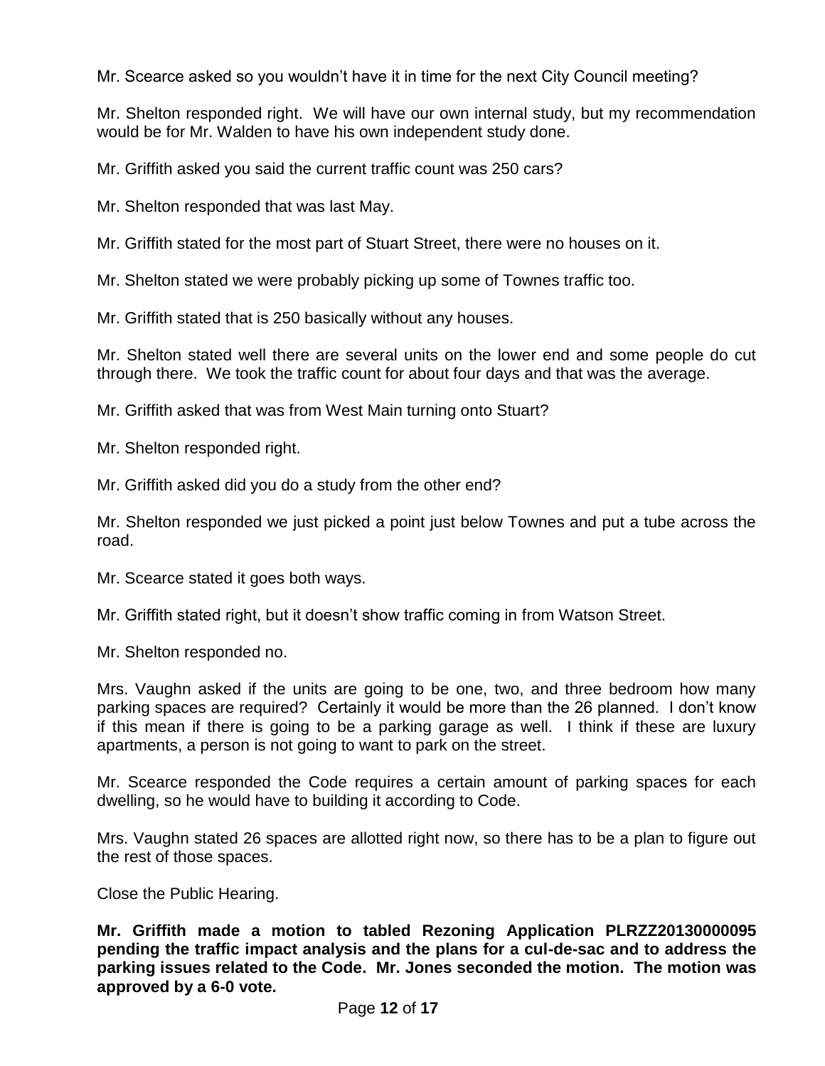Mr. Scearce asked so you wouldn't have it in time for the next City Council meeting?

Mr. Shelton responded right. We will have our own internal study, but my recommendation would be for Mr. Walden to have his own independent study done.

Mr. Griffith asked you said the current traffic count was 250 cars?

Mr. Shelton responded that was last May.

Mr. Griffith stated for the most part of Stuart Street, there were no houses on it.

Mr. Shelton stated we were probably picking up some of Townes traffic too.

Mr. Griffith stated that is 250 basically without any houses.

Mr. Shelton stated well there are several units on the lower end and some people do cut through there. We took the traffic count for about four days and that was the average.

Mr. Griffith asked that was from West Main turning onto Stuart?

Mr. Shelton responded right.

Mr. Griffith asked did you do a study from the other end?

Mr. Shelton responded we just picked a point just below Townes and put a tube across the road.

Mr. Scearce stated it goes both ways.

Mr. Griffith stated right, but it doesn't show traffic coming in from Watson Street.

Mr. Shelton responded no.

Mrs. Vaughn asked if the units are going to be one, two, and three bedroom how many parking spaces are required? Certainly it would be more than the 26 planned. I don't know if this mean if there is going to be a parking garage as well. I think if these are luxury apartments, a person is not going to want to park on the street.

Mr. Scearce responded the Code requires a certain amount of parking spaces for each dwelling, so he would have to building it according to Code.

Mrs. Vaughn stated 26 spaces are allotted right now, so there has to be a plan to figure out the rest of those spaces.

Close the Public Hearing.

**Mr. Griffith made a motion to tabled Rezoning Application PLRZZ20130000095 pending the traffic impact analysis and the plans for a cul-de-sac and to address the parking issues related to the Code. Mr. Jones seconded the motion. The motion was approved by a 6-0 vote.**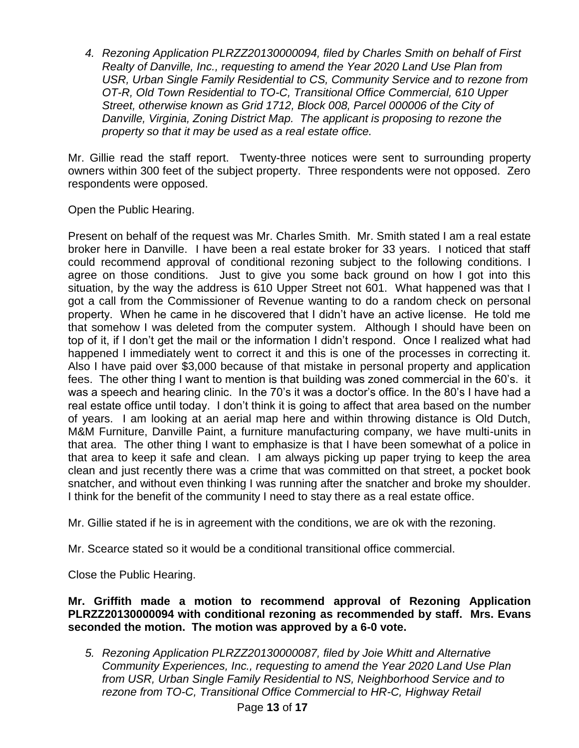4. *Rezoning Application PLRZZ20130000094, filed by Charles Smith on behalf of First Realty of Danville, Inc., requesting to amend the Year 2020 Land Use Plan from USR, Urban Single Family Residential to CS, Community Service and to rezone from OT-R, Old Town Residential to TO-C, Transitional Office Commercial, 610 Upper Street, otherwise known as Grid 1712, Block 008, Parcel 000006 of the City of Danville, Virginia, Zoning District Map. The applicant is proposing to rezone the property so that it may be used as a real estate office.*

Mr. Gillie read the staff report. Twenty-three notices were sent to surrounding property owners within 300 feet of the subject property. Three respondents were not opposed. Zero respondents were opposed.

Open the Public Hearing.

Present on behalf of the request was Mr. Charles Smith. Mr. Smith stated I am a real estate broker here in Danville. I have been a real estate broker for 33 years. I noticed that staff could recommend approval of conditional rezoning subject to the following conditions. I agree on those conditions. Just to give you some back ground on how I got into this situation, by the way the address is 610 Upper Street not 601. What happened was that I got a call from the Commissioner of Revenue wanting to do a random check on personal property. When he came in he discovered that I didn't have an active license. He told me that somehow I was deleted from the computer system. Although I should have been on top of it, if I don't get the mail or the information I didn't respond. Once I realized what had happened I immediately went to correct it and this is one of the processes in correcting it. Also I have paid over $3,000 because of that mistake in personal property and application fees. The other thing I want to mention is that building was zoned commercial in the 60's. it was a speech and hearing clinic. In the 70's it was a doctor's office. In the 80's I have had a real estate office until today. I don't think it is going to affect that area based on the number of years. I am looking at an aerial map here and within throwing distance is Old Dutch, M&M Furniture, Danville Paint, a furniture manufacturing company, we have multi-units in that area. The other thing I want to emphasize is that I have been somewhat of a police in that area to keep it safe and clean. I am always picking up paper trying to keep the area clean and just recently there was a crime that was committed on that street, a pocket book snatcher, and without even thinking I was running after the snatcher and broke my shoulder. I think for the benefit of the community I need to stay there as a real estate office.

Mr. Gillie stated if he is in agreement with the conditions, we are ok with the rezoning.

Mr. Scearce stated so it would be a conditional transitional office commercial.

Close the Public Hearing.

**Mr. Griffith made a motion to recommend approval of Rezoning Application PLRZZ20130000094 with conditional rezoning as recommended by staff. Mrs. Evans seconded the motion. The motion was approved by a 6-0 vote.**

5. *Rezoning Application PLRZZ20130000087, filed by Joie Whitt and Alternative Community Experiences, Inc., requesting to amend the Year 2020 Land Use Plan from USR, Urban Single Family Residential to NS, Neighborhood Service and to rezone from TO-C, Transitional Office Commercial to HR-C, Highway Retail*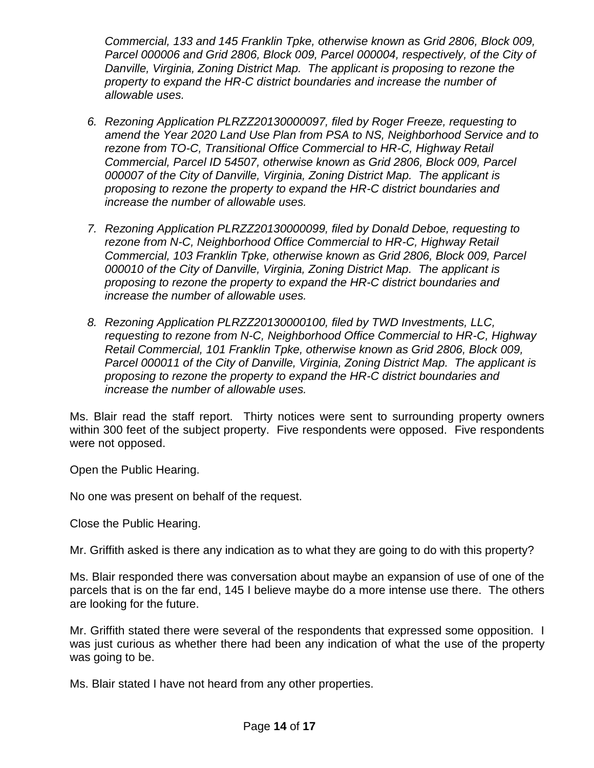*Commercial, 133 and 145 Franklin Tpke, otherwise known as Grid 2806, Block 009, Parcel 000006 and Grid 2806, Block 009, Parcel 000004, respectively, of the City of Danville, Virginia, Zoning District Map. The applicant is proposing to rezone the property to expand the HR-C district boundaries and increase the number of allowable uses.*

6. *Rezoning Application PLRZZ20130000097, filed by Roger Freeze, requesting to amend the Year 2020 Land Use Plan from PSA to NS, Neighborhood Service and to rezone from TO-C, Transitional Office Commercial to HR-C, Highway Retail Commercial, Parcel ID 54507, otherwise known as Grid 2806, Block 009, Parcel 000007 of the City of Danville, Virginia, Zoning District Map. The applicant is proposing to rezone the property to expand the HR-C district boundaries and increase the number of allowable uses.*

7. *Rezoning Application PLRZZ20130000099, filed by Donald Deboe, requesting to rezone from N-C, Neighborhood Office Commercial to HR-C, Highway Retail Commercial, 103 Franklin Tpke, otherwise known as Grid 2806, Block 009, Parcel 000010 of the City of Danville, Virginia, Zoning District Map. The applicant is proposing to rezone the property to expand the HR-C district boundaries and increase the number of allowable uses.*

8. *Rezoning Application PLRZZ20130000100, filed by TWD Investments, LLC, requesting to rezone from N-C, Neighborhood Office Commercial to HR-C, Highway Retail Commercial, 101 Franklin Tpke, otherwise known as Grid 2806, Block 009, Parcel 000011 of the City of Danville, Virginia, Zoning District Map. The applicant is proposing to rezone the property to expand the HR-C district boundaries and increase the number of allowable uses.*

Ms. Blair read the staff report. Thirty notices were sent to surrounding property owners within 300 feet of the subject property. Five respondents were opposed. Five respondents were not opposed.

Open the Public Hearing.

No one was present on behalf of the request.

Close the Public Hearing.

Mr. Griffith asked is there any indication as to what they are going to do with this property?

Ms. Blair responded there was conversation about maybe an expansion of use of one of the parcels that is on the far end, 145 I believe maybe do a more intense use there. The others are looking for the future.

Mr. Griffith stated there were several of the respondents that expressed some opposition. I was just curious as whether there had been any indication of what the use of the property was going to be.

Ms. Blair stated I have not heard from any other properties.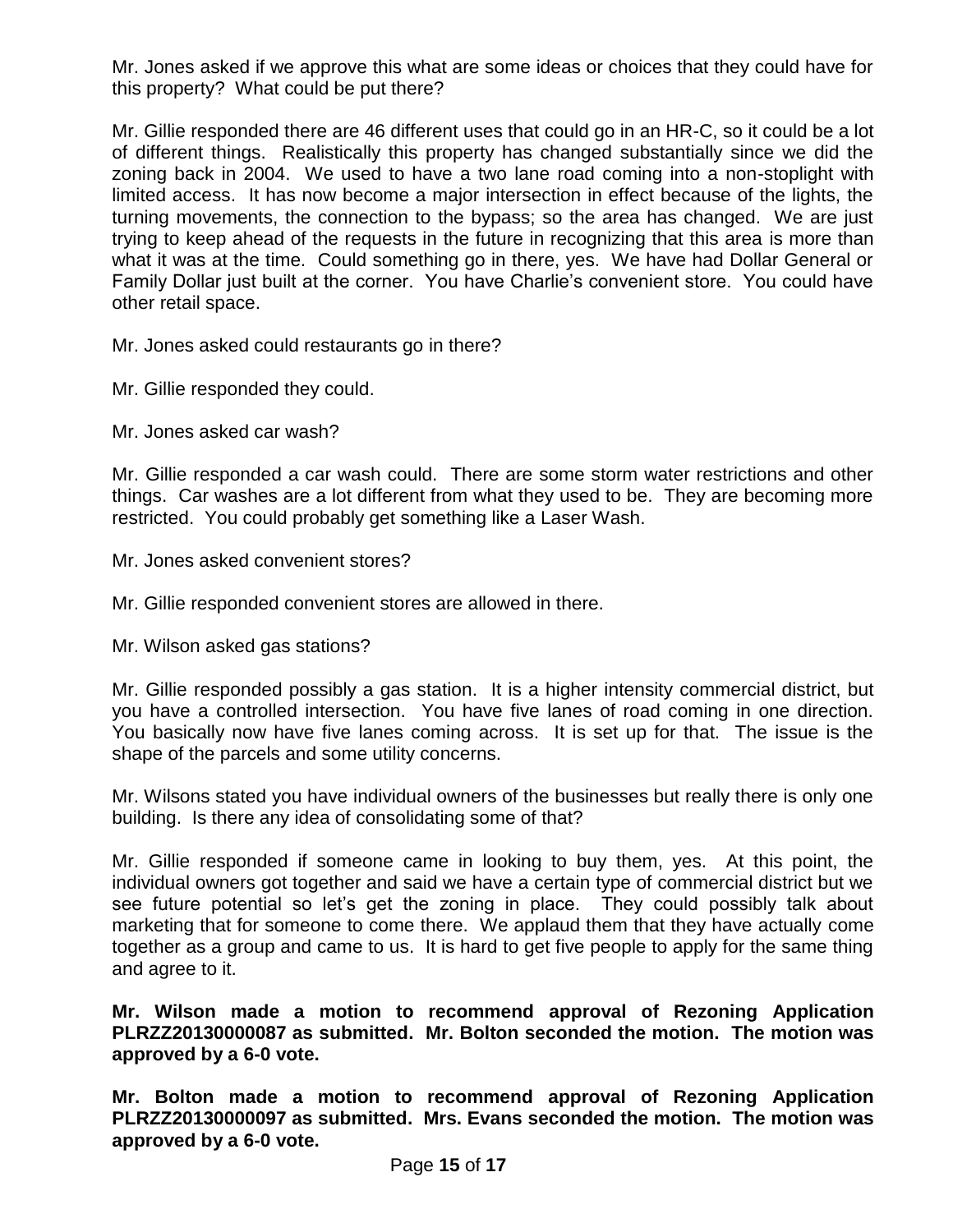Mr. Jones asked if we approve this what are some ideas or choices that they could have for this property? What could be put there?

Mr. Gillie responded there are 46 different uses that could go in an HR-C, so it could be a lot of different things. Realistically this property has changed substantially since we did the zoning back in 2004. We used to have a two lane road coming into a non-stoplight with limited access. It has now become a major intersection in effect because of the lights, the turning movements, the connection to the bypass; so the area has changed. We are just trying to keep ahead of the requests in the future in recognizing that this area is more than what it was at the time. Could something go in there, yes. We have had Dollar General or Family Dollar just built at the corner. You have Charlie's convenient store. You could have other retail space.

Mr. Jones asked could restaurants go in there?

Mr. Gillie responded they could.

Mr. Jones asked car wash?

Mr. Gillie responded a car wash could. There are some storm water restrictions and other things. Car washes are a lot different from what they used to be. They are becoming more restricted. You could probably get something like a Laser Wash.

Mr. Jones asked convenient stores?

Mr. Gillie responded convenient stores are allowed in there.

Mr. Wilson asked gas stations?

Mr. Gillie responded possibly a gas station. It is a higher intensity commercial district, but you have a controlled intersection. You have five lanes of road coming in one direction. You basically now have five lanes coming across. It is set up for that. The issue is the shape of the parcels and some utility concerns.

Mr. Wilsons stated you have individual owners of the businesses but really there is only one building. Is there any idea of consolidating some of that?

Mr. Gillie responded if someone came in looking to buy them, yes. At this point, the individual owners got together and said we have a certain type of commercial district but we see future potential so let's get the zoning in place. They could possibly talk about marketing that for someone to come there. We applaud them that they have actually come together as a group and came to us. It is hard to get five people to apply for the same thing and agree to it.

**Mr. Wilson made a motion to recommend approval of Rezoning Application PLRZZ20130000087 as submitted. Mr. Bolton seconded the motion. The motion was approved by a 6-0 vote.**

**Mr. Bolton made a motion to recommend approval of Rezoning Application PLRZZ20130000097 as submitted. Mrs. Evans seconded the motion. The motion was approved by a 6-0 vote.**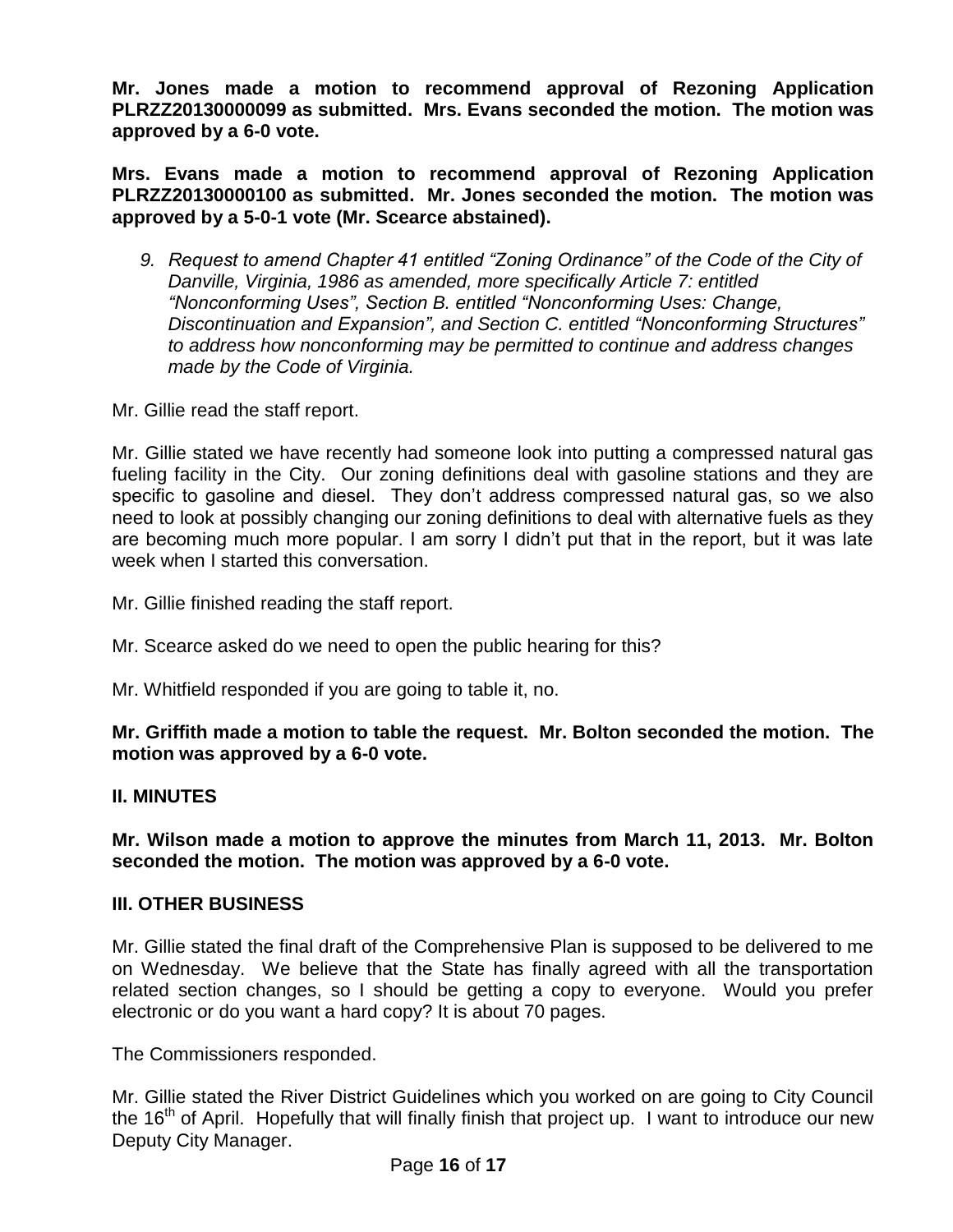**Mr. Jones made a motion to recommend approval of Rezoning Application PLRZZ20130000099 as submitted. Mrs. Evans seconded the motion. The motion was approved by a 6-0 vote.**

**Mrs. Evans made a motion to recommend approval of Rezoning Application PLRZZ20130000100 as submitted. Mr. Jones seconded the motion. The motion was approved by a 5-0-1 vote (Mr. Scearce abstained).**

9. *Request to amend Chapter 41 entitled "Zoning Ordinance" of the Code of the City of Danville, Virginia, 1986 as amended, more specifically Article 7: entitled "Nonconforming Uses", Section B. entitled "Nonconforming Uses: Change, Discontinuation and Expansion", and Section C. entitled "Nonconforming Structures" to address how nonconforming may be permitted to continue and address changes made by the Code of Virginia.*

Mr. Gillie read the staff report.

Mr. Gillie stated we have recently had someone look into putting a compressed natural gas fueling facility in the City. Our zoning definitions deal with gasoline stations and they are specific to gasoline and diesel. They don't address compressed natural gas, so we also need to look at possibly changing our zoning definitions to deal with alternative fuels as they are becoming much more popular. I am sorry I didn't put that in the report, but it was late week when I started this conversation.

Mr. Gillie finished reading the staff report.

Mr. Scearce asked do we need to open the public hearing for this?

Mr. Whitfield responded if you are going to table it, no.

**Mr. Griffith made a motion to table the request. Mr. Bolton seconded the motion. The motion was approved by a 6-0 vote.**

## II. MINUTES

**Mr. Wilson made a motion to approve the minutes from March 11, 2013. Mr. Bolton seconded the motion. The motion was approved by a 6-0 vote.**

## III. OTHER BUSINESS

Mr. Gillie stated the final draft of the Comprehensive Plan is supposed to be delivered to me on Wednesday. We believe that the State has finally agreed with all the transportation related section changes, so I should be getting a copy to everyone. Would you prefer electronic or do you want a hard copy? It is about 70 pages.

The Commissioners responded.

Mr. Gillie stated the River District Guidelines which you worked on are going to City Council the 16th of April. Hopefully that will finally finish that project up. I want to introduce our new Deputy City Manager.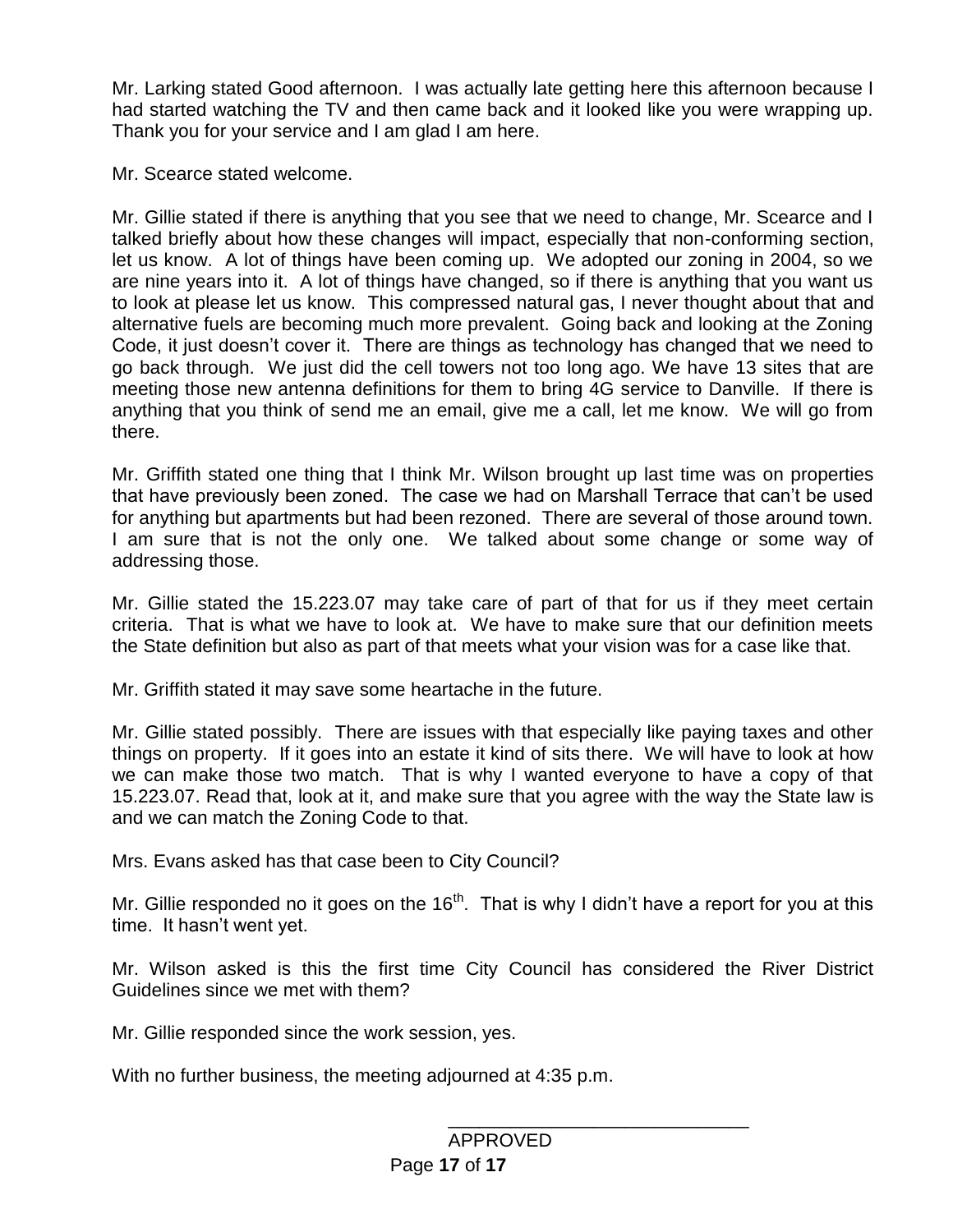Mr. Larking stated Good afternoon. I was actually late getting here this afternoon because I had started watching the TV and then came back and it looked like you were wrapping up. Thank you for your service and I am glad I am here.

Mr. Scearce stated welcome.

Mr. Gillie stated if there is anything that you see that we need to change, Mr. Scearce and I talked briefly about how these changes will impact, especially that non-conforming section, let us know. A lot of things have been coming up. We adopted our zoning in 2004, so we are nine years into it. A lot of things have changed, so if there is anything that you want us to look at please let us know. This compressed natural gas, I never thought about that and alternative fuels are becoming much more prevalent. Going back and looking at the Zoning Code, it just doesn't cover it. There are things as technology has changed that we need to go back through. We just did the cell towers not too long ago. We have 13 sites that are meeting those new antenna definitions for them to bring 4G service to Danville. If there is anything that you think of send me an email, give me a call, let me know. We will go from there.

Mr. Griffith stated one thing that I think Mr. Wilson brought up last time was on properties that have previously been zoned. The case we had on Marshall Terrace that can't be used for anything but apartments but had been rezoned. There are several of those around town. I am sure that is not the only one. We talked about some change or some way of addressing those.

Mr. Gillie stated the 15.223.07 may take care of part of that for us if they meet certain criteria. That is what we have to look at. We have to make sure that our definition meets the State definition but also as part of that meets what your vision was for a case like that.

Mr. Griffith stated it may save some heartache in the future.

Mr. Gillie stated possibly. There are issues with that especially like paying taxes and other things on property. If it goes into an estate it kind of sits there. We will have to look at how we can make those two match. That is why I wanted everyone to have a copy of that 15.223.07. Read that, look at it, and make sure that you agree with the way the State law is and we can match the Zoning Code to that.

Mrs. Evans asked has that case been to City Council?

Mr. Gillie responded no it goes on the 16th. That is why I didn't have a report for you at this time. It hasn't went yet.

Mr. Wilson asked is this the first time City Council has considered the River District Guidelines since we met with them?

Mr. Gillie responded since the work session, yes.

With no further business, the meeting adjourned at 4:35 p.m.

\_\_\_\_\_\_\_\_\_\_\_\_\_\_\_\_\_\_\_\_\_\_\_\_\_\_\_\_\_\_

APPROVED